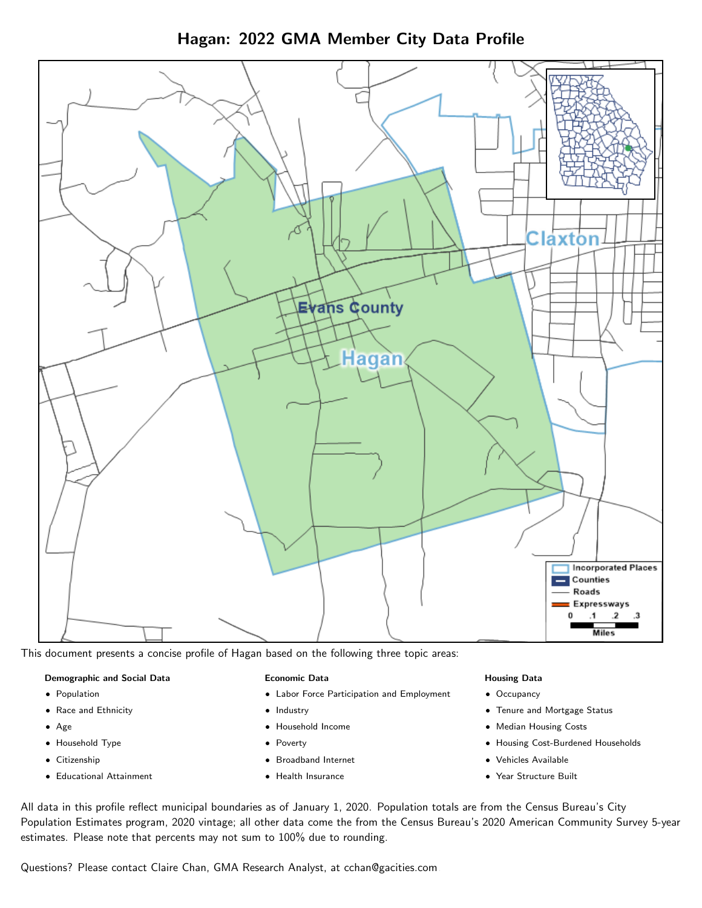# Hagan: 2022 GMA Member City Data Profile

This document presents a concise profile of Hagan based on the following three topic areas:

**Demographic and Social Data**

- Population
- Race and Ethnicity
- Age
- Household Type
- Citizenship
- Educational Attainment

**Economic Data**

- Labor Force Participation and Employment
- Industry
- Household Income
- Poverty
- Broadband Internet
- Health Insurance

**Housing Data**

- Occupancy
- Tenure and Mortgage Status
- Median Housing Costs
- Housing Cost-Burdened Households
- Vehicles Available
- Year Structure Built

All data in this profile reflect municipal boundaries as of January 1, 2020. Population totals are from the Census Bureau's City Population Estimates program, 2020 vintage; all other data come the from the Census Bureau's 2020 American Community Survey 5-year estimates. Please note that percents may not sum to 100% due to rounding.

Questions? Please contact Claire Chan, GMA Research Analyst, at cchan@gacities.com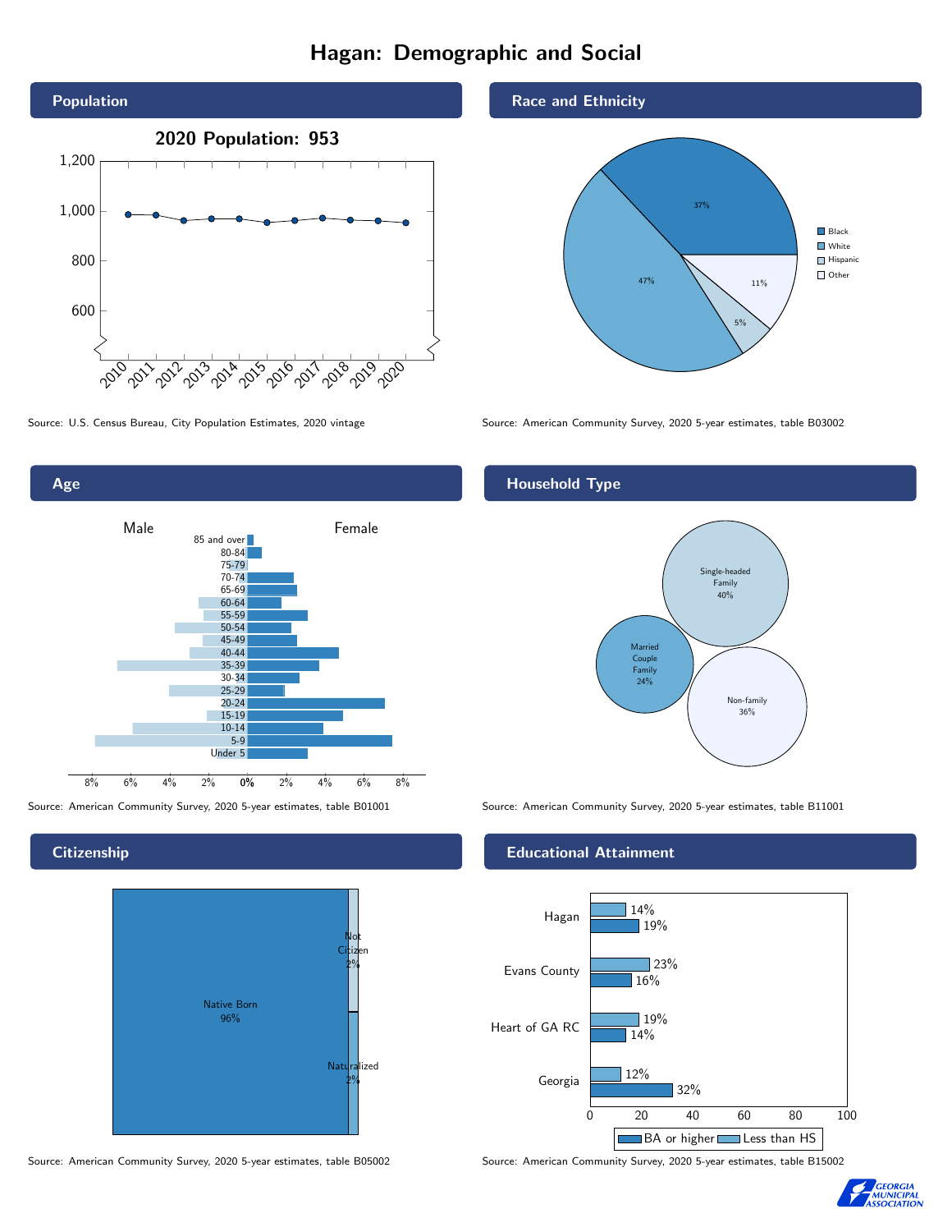# Hagan: Demographic and Social

## Population

**2020 Population: 953**

Source: U.S. Census Bureau, City Population Estimates, 2020 vintage

## Race and Ethnicity

| Race/Ethnicity | Percent |
|---|---|
| Black | 37% |
| White | 47% |
| Hispanic | 5% |
| Other | 11% |

Source: American Community Survey, 2020 5-year estimates, table B03002

## Age

Male / Female

85 and over, 80-84, 75-79, 70-74, 65-69, 60-64, 55-59, 50-54, 45-49, 40-44, 35-39, 30-34, 25-29, 20-24, 15-19, 10-14, 5-9, Under 5

Source: American Community Survey, 2020 5-year estimates, table B01001

## Household Type

| Household Type | Percent |
|---|---|
| Single-headed Family | 40% |
| Married Couple Family | 24% |
| Non-family | 36% |

Source: American Community Survey, 2020 5-year estimates, table B11001

## Citizenship

| Status | Percent |
|---|---|
| Native Born | 96% |
| Not Citizen | 2% |
| Naturalized | 2% |

Source: American Community Survey, 2020 5-year estimates, table B05002

## Educational Attainment

| Area | Less than HS | BA or higher |
|---|---|---|
| Hagan | 14% | 19% |
| Evans County | 23% | 16% |
| Heart of GA RC | 19% | 14% |
| Georgia | 12% | 32% |

Source: American Community Survey, 2020 5-year estimates, table B15002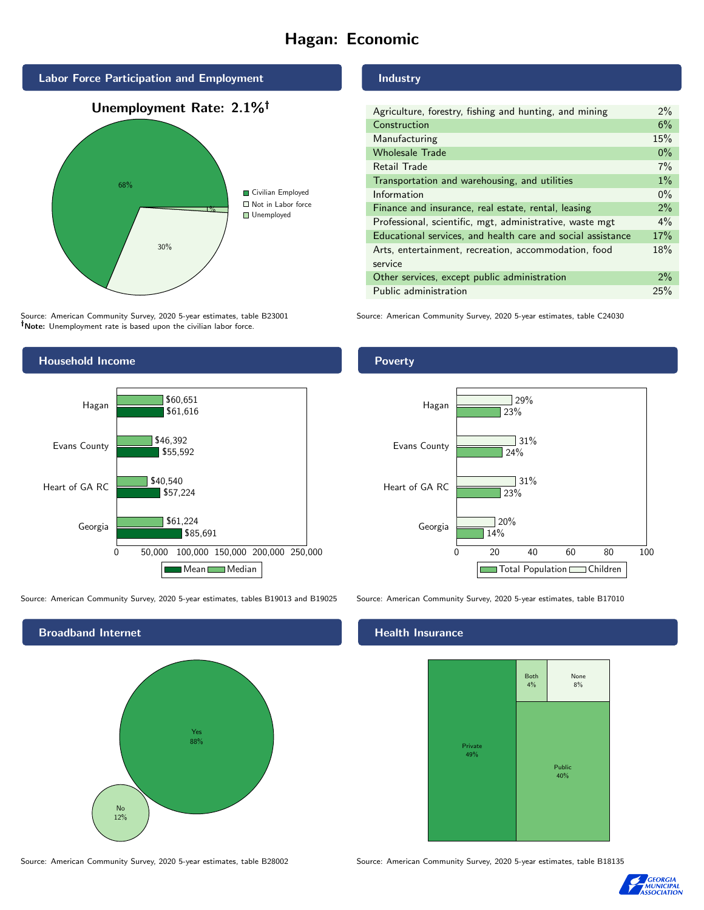# Hagan: Economic

## Labor Force Participation and Employment

**Unemployment Rate: 2.1%†**

| Category | Percent |
|---|---|
| Civilian Employed | 68% |
| Not in Labor force | 30% |
| Unemployed | 1% |

Source: American Community Survey, 2020 5-year estimates, table B23001
**†Note:** Unemployment rate is based upon the civilian labor force.

## Industry

| Industry | Percent |
|---|---|
| Agriculture, forestry, fishing and hunting, and mining | 2% |
| Construction | 6% |
| Manufacturing | 15% |
| Wholesale Trade | 0% |
| Retail Trade | 7% |
| Transportation and warehousing, and utilities | 1% |
| Information | 0% |
| Finance and insurance, real estate, rental, leasing | 2% |
| Professional, scientific, mgt, administrative, waste mgt | 4% |
| Educational services, and health care and social assistance | 17% |
| Arts, entertainment, recreation, accommodation, food service | 18% |
| Other services, except public administration | 2% |
| Public administration | 25% |

Source: American Community Survey, 2020 5-year estimates, table C24030

## Household Income

| | Median | Mean |
|---|---|---|
| Hagan | $60,651 | $61,616 |
| Evans County | $46,392 | $55,592 |
| Heart of GA RC | $40,540 | $57,224 |
| Georgia | $61,224 | $85,691 |

Source: American Community Survey, 2020 5-year estimates, tables B19013 and B19025

## Poverty

| | Children | Total Population |
|---|---|---|
| Hagan | 29% | 23% |
| Evans County | 31% | 24% |
| Heart of GA RC | 31% | 23% |
| Georgia | 20% | 14% |

Source: American Community Survey, 2020 5-year estimates, table B17010

## Broadband Internet

| | Percent |
|---|---|
| Yes | 88% |
| No | 12% |

Source: American Community Survey, 2020 5-year estimates, table B28002

## Health Insurance

| | Percent |
|---|---|
| Private | 49% |
| Public | 40% |
| Both | 4% |
| None | 8% |

Source: American Community Survey, 2020 5-year estimates, table B18135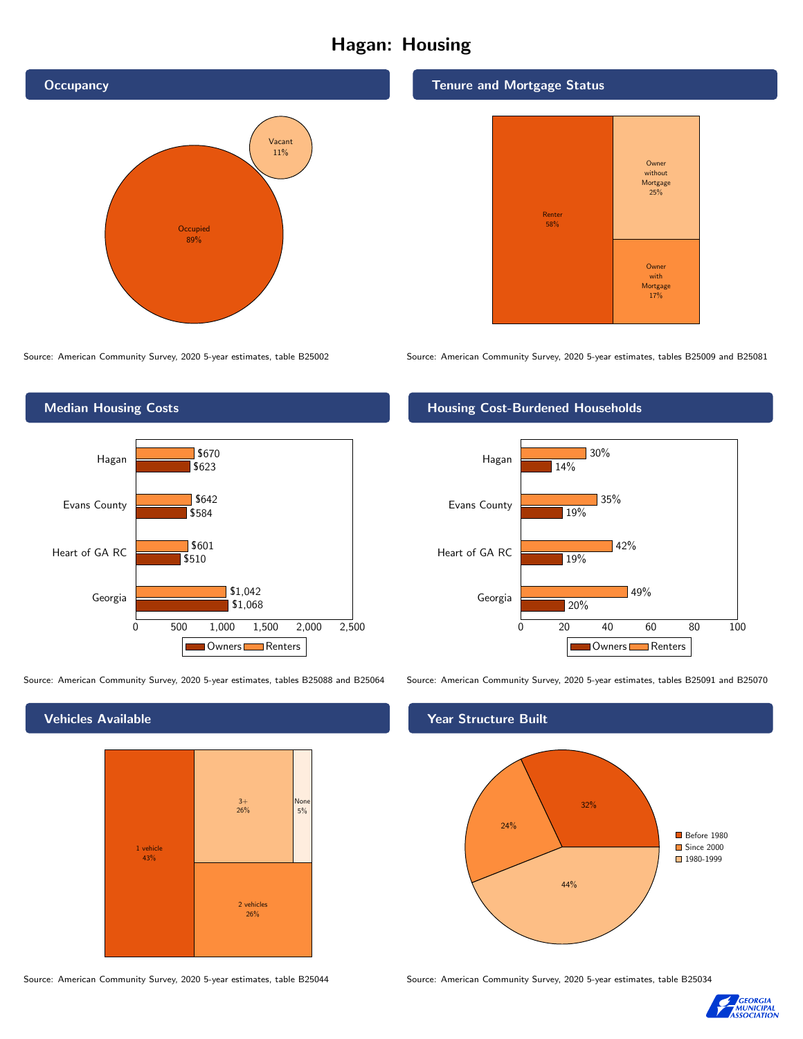# Hagan: Housing

## Occupancy

Vacant
11%

Occupied
89%

Source: American Community Survey, 2020 5-year estimates, table B25002

## Tenure and Mortgage Status

Renter
58%

Owner without Mortgage
25%

Owner with Mortgage
17%

Source: American Community Survey, 2020 5-year estimates, tables B25009 and B25081

## Median Housing Costs

Hagan
$670
$623

Evans County
$642
$584

Heart of GA RC
$601
$510

Georgia
$1,042
$1,068

0 500 1,000 1,500 2,000 2,500

Owners Renters

Source: American Community Survey, 2020 5-year estimates, tables B25088 and B25064

## Housing Cost-Burdened Households

Hagan
30%
14%

Evans County
35%
19%

Heart of GA RC
42%
19%

Georgia
49%
20%

0 20 40 60 80 100

Owners Renters

Source: American Community Survey, 2020 5-year estimates, tables B25091 and B25070

## Vehicles Available

1 vehicle
43%

3+
26%

None
5%

2 vehicles
26%

Source: American Community Survey, 2020 5-year estimates, table B25044

## Year Structure Built

32%

24%

44%

Before 1980
Since 2000
1980-1999

Source: American Community Survey, 2020 5-year estimates, table B25034

GEORGIA MUNICIPAL ASSOCIATION